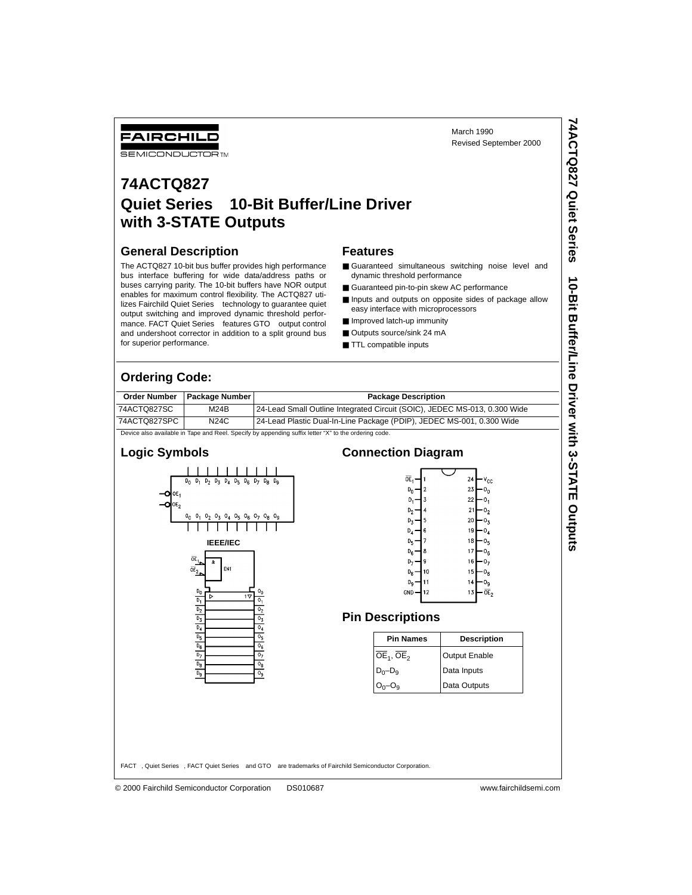FAIRCHILD SEMICONDUCTOR™

March 1990
Revised September 2000

# 74ACTQ827
# Quiet Series™ 10-Bit Buffer/Line Driver with 3-STATE Outputs

## General Description

The ACTQ827 10-bit bus buffer provides high performance bus interface buffering for wide data/address paths or buses carrying parity. The 10-bit buffers have NOR output enables for maximum control flexibility. The ACTQ827 utilizes Fairchild Quiet Series™ technology to guarantee quiet output switching and improved dynamic threshold performance. FACT Quiet Series™ features GTO™ output control and undershoot corrector in addition to a split ground bus for superior performance.

## Features

- Guaranteed simultaneous switching noise level and dynamic threshold performance
- Guaranteed pin-to-pin skew AC performance
- Inputs and outputs on opposite sides of package allow easy interface with microprocessors
- Improved latch-up immunity
- Outputs source/sink 24 mA
- TTL compatible inputs

## Ordering Code:

| Order Number | Package Number | Package Description |
|---|---|---|
| 74ACTQ827SC | M24B | 24-Lead Small Outline Integrated Circuit (SOIC), JEDEC MS-013, 0.300 Wide |
| 74ACTQ827SPC | N24C | 24-Lead Plastic Dual-In-Line Package (PDIP), JEDEC MS-001, 0.300 Wide |

Device also available in Tape and Reel. Specify by appending suffix letter "X" to the ordering code.

## Logic Symbols

IEEE/IEC

## Connection Diagram

| Pin | Name | Pin | Name |
|---|---|---|---|
| 1 | $\overline{OE}_1$ | 24 | $V_{CC}$ |
| 2 | $D_0$ | 23 | $O_0$ |
| 3 | $D_1$ | 22 | $O_1$ |
| 4 | $D_2$ | 21 | $O_2$ |
| 5 | $D_3$ | 20 | $O_3$ |
| 6 | $D_4$ | 19 | $O_4$ |
| 7 | $D_5$ | 18 | $O_5$ |
| 8 | $D_6$ | 17 | $O_6$ |
| 9 | $D_7$ | 16 | $O_7$ |
| 10 | $D_8$ | 15 | $O_8$ |
| 11 | $D_9$ | 14 | $O_9$ |
| 12 | GND | 13 | $\overline{OE}_2$ |

## Pin Descriptions

| Pin Names | Description |
|---|---|
| $\overline{OE}_1$, $\overline{OE}_2$ | Output Enable |
| $D_0$–$D_9$ | Data Inputs |
| $O_0$–$O_9$ | Data Outputs |

FACT™, Quiet Series™, FACT Quiet Series™ and GTO™ are trademarks of Fairchild Semiconductor Corporation.

© 2000 Fairchild Semiconductor Corporation DS010687 www.fairchildsemi.com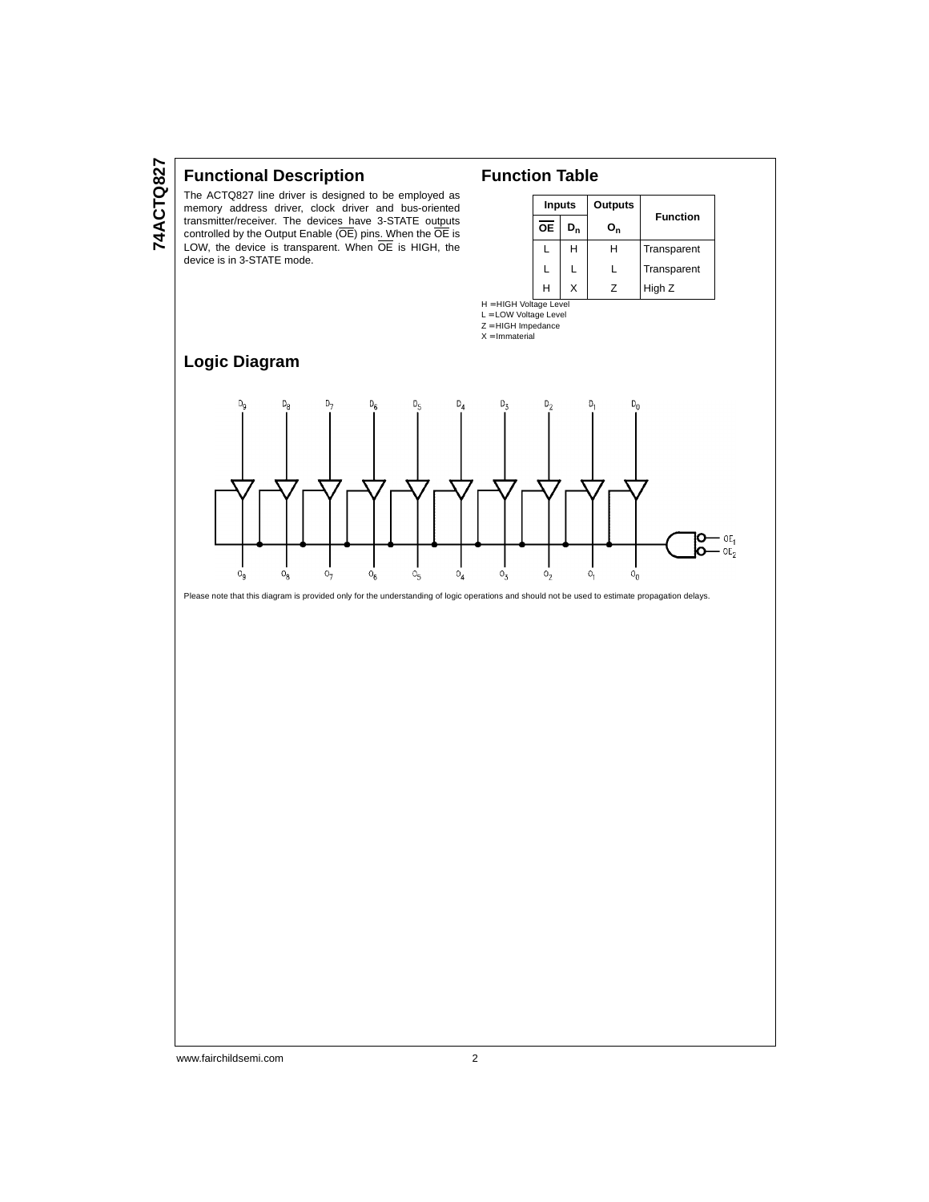## Functional Description

The ACTQ827 line driver is designed to be employed as memory address driver, clock driver and bus-oriented transmitter/receiver. The devices have 3-STATE outputs controlled by the Output Enable ($\overline{OE}$) pins. When the $\overline{OE}$ is LOW, the device is transparent. When $\overline{OE}$ is HIGH, the device is in 3-STATE mode.

## Function Table

| Inputs | | Outputs | Function |
|---|---|---|---|
| $\overline{OE}$ | $D_n$ | $O_n$ | |
| L | H | H | Transparent |
| L | L | L | Transparent |
| H | X | Z | High Z |

H = HIGH Voltage Level
L = LOW Voltage Level
Z = HIGH Impedance
X = Immaterial

## Logic Diagram

Please note that this diagram is provided only for the understanding of logic operations and should not be used to estimate propagation delays.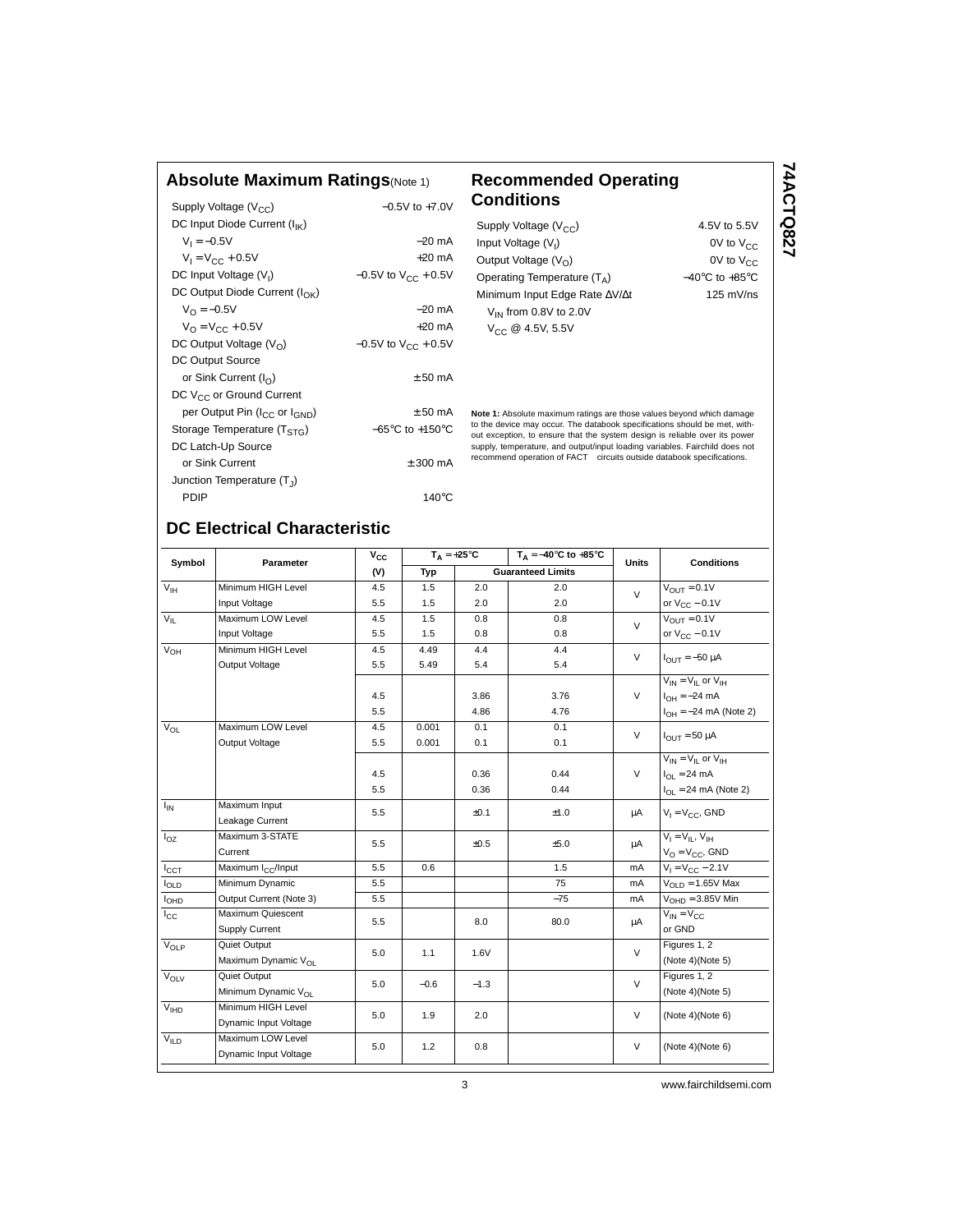## Absolute Maximum Ratings (Note 1)

| | |
|---|---|
| Supply Voltage ($V_{CC}$) | −0.5V to +7.0V |
| DC Input Diode Current ($I_{IK}$) | |
| $V_I = −0.5V$ | −20 mA |
| $V_I = V_{CC} + 0.5V$ | +20 mA |
| DC Input Voltage ($V_I$) | −0.5V to $V_{CC}$ + 0.5V |
| DC Output Diode Current ($I_{OK}$) | |
| $V_O = −0.5V$ | −20 mA |
| $V_O = V_{CC} + 0.5V$ | +20 mA |
| DC Output Voltage ($V_O$) | −0.5V to $V_{CC}$ + 0.5V |
| DC Output Source or Sink Current ($I_O$) | ± 50 mA |
| DC $V_{CC}$ or Ground Current per Output Pin ($I_{CC}$ or $I_{GND}$) | ± 50 mA |
| Storage Temperature ($T_{STG}$) | −65°C to +150°C |
| DC Latch-Up Source or Sink Current | ± 300 mA |
| Junction Temperature ($T_J$) | |
| PDIP | 140°C |

## Recommended Operating Conditions

| | |
|---|---|
| Supply Voltage ($V_{CC}$) | 4.5V to 5.5V |
| Input Voltage ($V_I$) | 0V to $V_{CC}$ |
| Output Voltage ($V_O$) | 0V to $V_{CC}$ |
| Operating Temperature ($T_A$) | −40°C to +85°C |
| Minimum Input Edge Rate ΔV/Δt | 125 mV/ns |
| $V_{IN}$ from 0.8V to 2.0V | |
| $V_{CC}$ @ 4.5V, 5.5V | |

**Note 1:** Absolute maximum ratings are those values beyond which damage to the device may occur. The databook specifications should be met, without exception, to ensure that the system design is reliable over its power supply, temperature, and output/input loading variables. Fairchild does not recommend operation of FACT circuits outside databook specifications.

## DC Electrical Characteristic

| Symbol | Parameter | $V_{CC}$ (V) | $T_A = +25°C$ Typ | $T_A = +25°C$ Guaranteed Limits | $T_A = −40°C$ to $+85°C$ Guaranteed Limits | Units | Conditions |
|---|---|---|---|---|---|---|---|
| $V_{IH}$ | Minimum HIGH Level Input Voltage | 4.5 | 1.5 | 2.0 | 2.0 | V | $V_{OUT} = 0.1V$ or $V_{CC} − 0.1V$ |
| | | 5.5 | 1.5 | 2.0 | 2.0 | | |
| $V_{IL}$ | Maximum LOW Level Input Voltage | 4.5 | 1.5 | 0.8 | 0.8 | V | $V_{OUT} = 0.1V$ or $V_{CC} − 0.1V$ |
| | | 5.5 | 1.5 | 0.8 | 0.8 | | |
| $V_{OH}$ | Minimum HIGH Level Output Voltage | 4.5 | 4.49 | 4.4 | 4.4 | V | $I_{OUT} = −50$ μA |
| | | 5.5 | 5.49 | 5.4 | 5.4 | | |
| | | | | | | | $V_{IN} = V_{IL}$ or $V_{IH}$ |
| | | 4.5 | | 3.86 | 3.76 | V | $I_{OH} = −24$ mA |
| | | 5.5 | | 4.86 | 4.76 | | $I_{OH} = −24$ mA (Note 2) |
| $V_{OL}$ | Maximum LOW Level Output Voltage | 4.5 | 0.001 | 0.1 | 0.1 | V | $I_{OUT} = 50$ μA |
| | | 5.5 | 0.001 | 0.1 | 0.1 | | |
| | | | | | | | $V_{IN} = V_{IL}$ or $V_{IH}$ |
| | | 4.5 | | 0.36 | 0.44 | V | $I_{OL} = 24$ mA |
| | | 5.5 | | 0.36 | 0.44 | | $I_{OL} = 24$ mA (Note 2) |
| $I_{IN}$ | Maximum Input Leakage Current | 5.5 | | ±0.1 | ±1.0 | μA | $V_I = V_{CC}$, GND |
| $I_{OZ}$ | Maximum 3-STATE Current | 5.5 | | ±0.5 | ±5.0 | μA | $V_I = V_{IL}$, $V_{IH}$; $V_O = V_{CC}$, GND |
| $I_{CCT}$ | Maximum $I_{CC}$/Input | 5.5 | 0.6 | | 1.5 | mA | $V_I = V_{CC} − 2.1V$ |
| $I_{OLD}$ | Minimum Dynamic Output Current (Note 3) | 5.5 | | | 75 | mA | $V_{OLD} = 1.65V$ Max |
| $I_{OHD}$ | | 5.5 | | | −75 | mA | $V_{OHD} = 3.85V$ Min |
| $I_{CC}$ | Maximum Quiescent Supply Current | 5.5 | | 8.0 | 80.0 | μA | $V_{IN} = V_{CC}$ or GND |
| $V_{OLP}$ | Quiet Output Maximum Dynamic $V_{OL}$ | 5.0 | 1.1 | 1.6V | | V | Figures 1, 2 (Note 4)(Note 5) |
| $V_{OLV}$ | Quiet Output Minimum Dynamic $V_{OL}$ | 5.0 | −0.6 | −1.3 | | V | Figures 1, 2 (Note 4)(Note 5) |
| $V_{IHD}$ | Minimum HIGH Level Dynamic Input Voltage | 5.0 | 1.9 | 2.0 | | V | (Note 4)(Note 6) |
| $V_{ILD}$ | Maximum LOW Level Dynamic Input Voltage | 5.0 | 1.2 | 0.8 | | V | (Note 4)(Note 6) |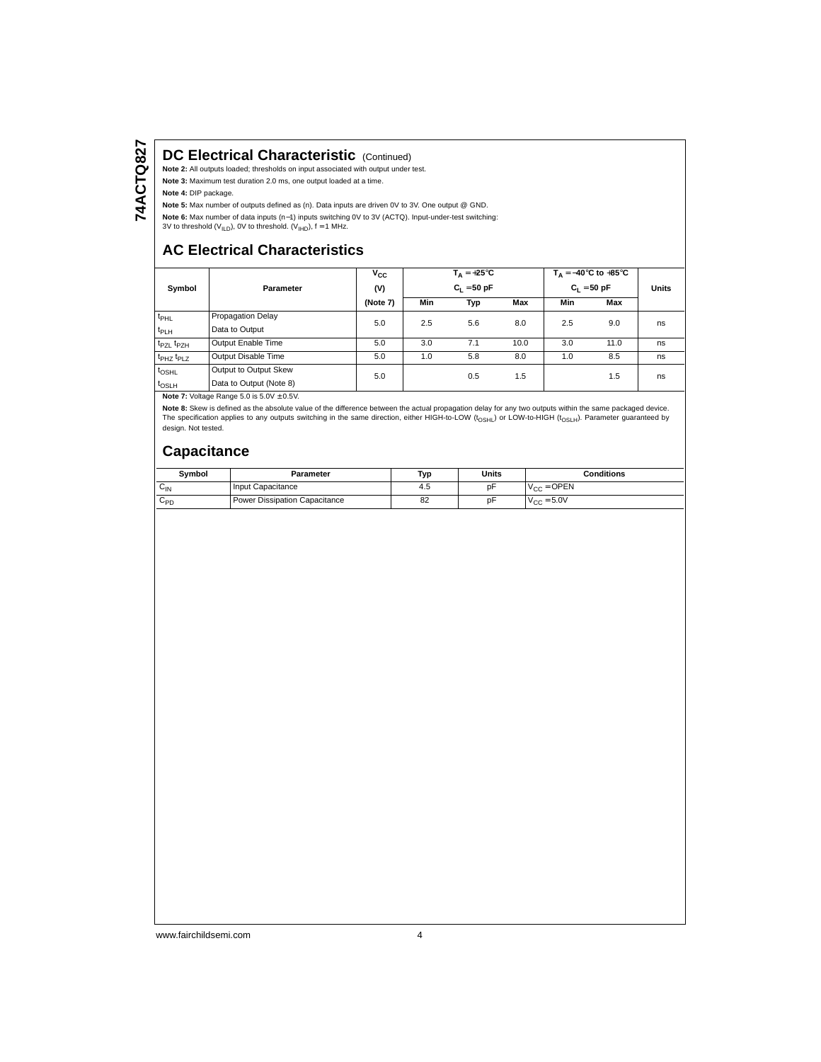## DC Electrical Characteristic (Continued)

**Note 2:** All outputs loaded; thresholds on input associated with output under test.

**Note 3:** Maximum test duration 2.0 ms, one output loaded at a time.

**Note 4:** DIP package.

**Note 5:** Max number of outputs defined as (n). Data inputs are driven 0V to 3V. One output @ GND.

**Note 6:** Max number of data inputs (n−1) inputs switching 0V to 3V (ACTQ). Input-under-test switching: 3V to threshold ($V_{ILD}$), 0V to threshold. ($V_{IHD}$), f = 1 MHz.

## AC Electrical Characteristics

| Symbol | Parameter | $V_{CC}$ (V) (Note 7) | $T_A = +25°C$ $C_L = 50$ pF | | | $T_A = -40°C$ to $+85°C$ $C_L = 50$ pF | | Units |
|---|---|---|---|---|---|---|---|---|
| | | | Min | Typ | Max | Min | Max | |
| $t_{PHL}$ $t_{PLH}$ | Propagation Delay Data to Output | 5.0 | 2.5 | 5.6 | 8.0 | 2.5 | 9.0 | ns |
| $t_{PZL}$ $t_{PZH}$ | Output Enable Time | 5.0 | 3.0 | 7.1 | 10.0 | 3.0 | 11.0 | ns |
| $t_{PHZ}$ $t_{PLZ}$ | Output Disable Time | 5.0 | 1.0 | 5.8 | 8.0 | 1.0 | 8.5 | ns |
| $t_{OSHL}$ $t_{OSLH}$ | Output to Output Skew Data to Output (Note 8) | 5.0 | | 0.5 | 1.5 | | 1.5 | ns |

**Note 7:** Voltage Range 5.0 is 5.0V ± 0.5V.

**Note 8:** Skew is defined as the absolute value of the difference between the actual propagation delay for any two outputs within the same packaged device. The specification applies to any outputs switching in the same direction, either HIGH-to-LOW ($t_{OSHL}$) or LOW-to-HIGH ($t_{OSLH}$). Parameter guaranteed by design. Not tested.

## Capacitance

| Symbol | Parameter | Typ | Units | Conditions |
|---|---|---|---|---|
| $C_{IN}$ | Input Capacitance | 4.5 | pF | $V_{CC}$ = OPEN |
| $C_{PD}$ | Power Dissipation Capacitance | 82 | pF | $V_{CC}$ = 5.0V |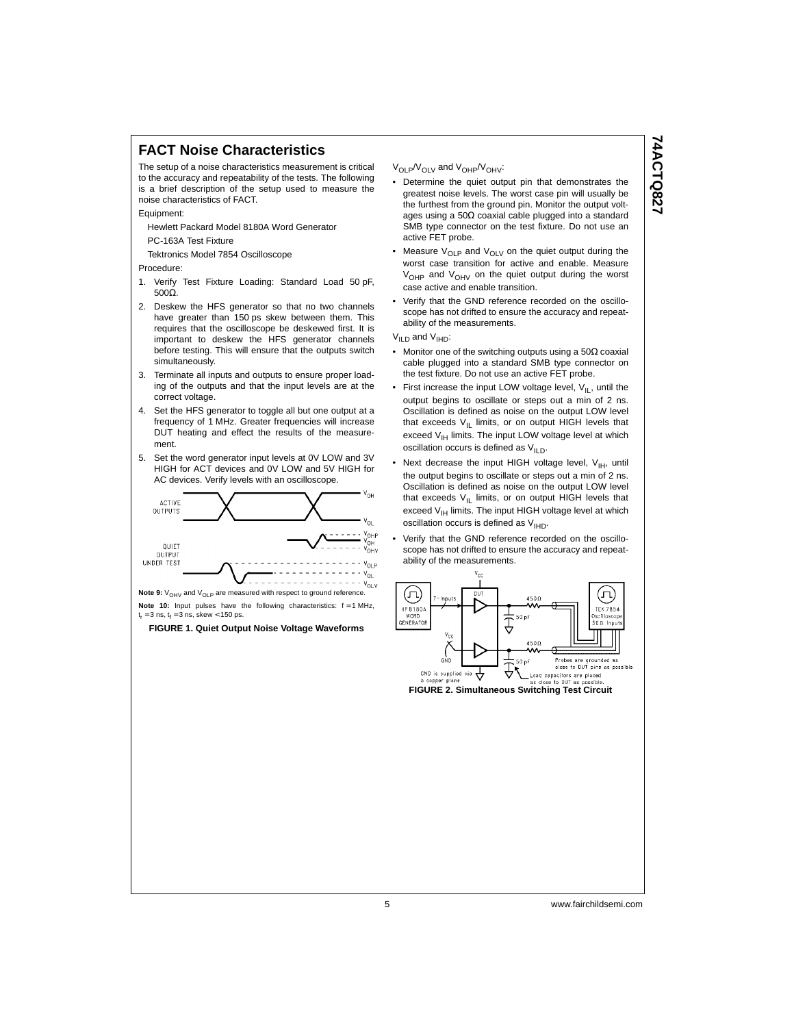## FACT Noise Characteristics

The setup of a noise characteristics measurement is critical to the accuracy and repeatability of the tests. The following is a brief description of the setup used to measure the noise characteristics of FACT.

Equipment:

Hewlett Packard Model 8180A Word Generator

PC-163A Test Fixture

Tektronics Model 7854 Oscilloscope

Procedure:

1. Verify Test Fixture Loading: Standard Load 50 pF, 500Ω.
2. Deskew the HFS generator so that no two channels have greater than 150 ps skew between them. This requires that the oscilloscope be deskewed first. It is important to deskew the HFS generator channels before testing. This will ensure that the outputs switch simultaneously.
3. Terminate all inputs and outputs to ensure proper loading of the outputs and that the input levels are at the correct voltage.
4. Set the HFS generator to toggle all but one output at a frequency of 1 MHz. Greater frequencies will increase DUT heating and effect the results of the measurement.
5. Set the word generator input levels at 0V LOW and 3V HIGH for ACT devices and 0V LOW and 5V HIGH for AC devices. Verify levels with an oscilloscope.

**Note 9:** $V_{OHV}$ and $V_{OLP}$ are measured with respect to ground reference.

**Note 10:** Input pulses have the following characteristics: f = 1 MHz, $t_r$ = 3 ns, $t_f$ = 3 ns, skew < 150 ps.

**FIGURE 1. Quiet Output Noise Voltage Waveforms**

$V_{OLP}/V_{OLV}$ and $V_{OHP}/V_{OHV}$:

- Determine the quiet output pin that demonstrates the greatest noise levels. The worst case pin will usually be the furthest from the ground pin. Monitor the output voltages using a 50Ω coaxial cable plugged into a standard SMB type connector on the test fixture. Do not use an active FET probe.
- Measure $V_{OLP}$ and $V_{OLV}$ on the quiet output during the worst case transition for active and enable. Measure $V_{OHP}$ and $V_{OHV}$ on the quiet output during the worst case active and enable transition.
- Verify that the GND reference recorded on the oscilloscope has not drifted to ensure the accuracy and repeatability of the measurements.

$V_{ILD}$ and $V_{IHD}$:

- Monitor one of the switching outputs using a 50Ω coaxial cable plugged into a standard SMB type connector on the test fixture. Do not use an active FET probe.
- First increase the input LOW voltage level, $V_{IL}$, until the output begins to oscillate or steps out a min of 2 ns. Oscillation is defined as noise on the output LOW level that exceeds $V_{IL}$ limits, or on output HIGH levels that exceed $V_{IH}$ limits. The input LOW voltage level at which oscillation occurs is defined as $V_{ILD}$.
- Next decrease the input HIGH voltage level, $V_{IH}$, until the output begins to oscillate or steps out a min of 2 ns. Oscillation is defined as noise on the output LOW level that exceeds $V_{IL}$ limits, or on output HIGH levels that exceed $V_{IH}$ limits. The input HIGH voltage level at which oscillation occurs is defined as $V_{IHD}$.
- Verify that the GND reference recorded on the oscilloscope has not drifted to ensure the accuracy and repeatability of the measurements.

**FIGURE 2. Simultaneous Switching Test Circuit**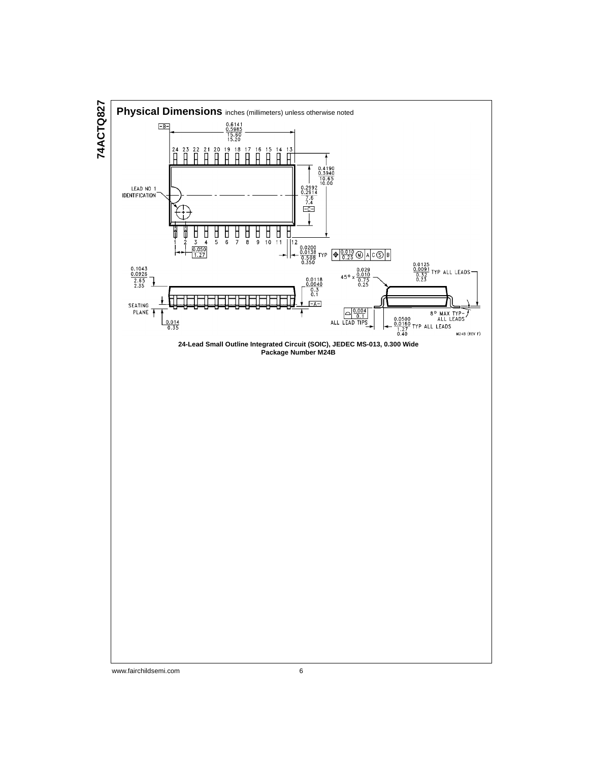## Physical Dimensions inches (millimeters) unless otherwise noted

24-Lead Small Outline Integrated Circuit (SOIC), JEDEC MS-013, 0.300 Wide
Package Number M24B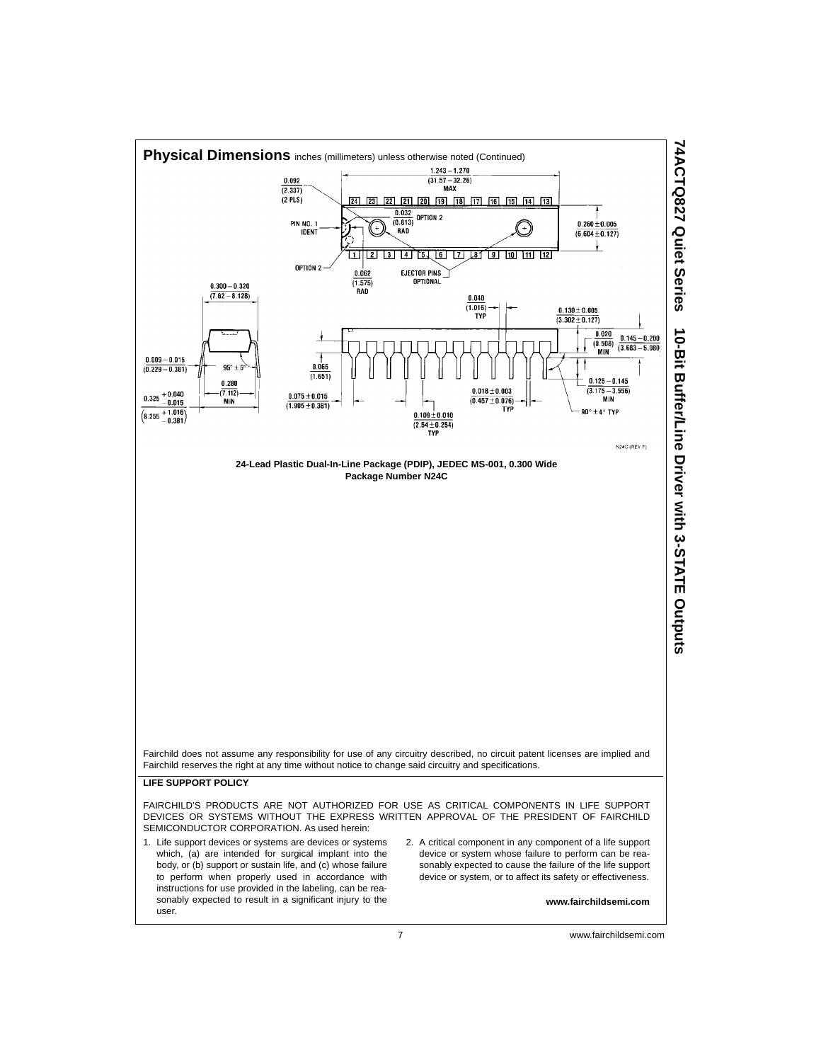## Physical Dimensions inches (millimeters) unless otherwise noted (Continued)

1.243 − 1.270
(31.57 − 32.26)
MAX

0.092
(2.337)
(2 PLS)

0.032
(0.813)
RAD
OPTION 2

PIN NO. 1
IDENT

0.260 ± 0.005
(6.604 ± 0.127)

OPTION 2

0.062
(1.575)
RAD

EJECTOR PINS
OPTIONAL

0.300 − 0.320
(7.62 − 8.128)

0.040
(1.016)
TYP

0.130 ± 0.005
(3.302 ± 0.127)

0.020
(0.508)
MIN

0.145 − 0.200
(3.683 − 5.080)

0.009 − 0.015
(0.229 − 0.381)

95° ± 5°

0.065
(1.651)

0.280
(7.112)
MIN

0.125 − 0.145
(3.175 − 3.556)
MIN

0.325 +0.040 −0.015
(8.255 +1.016 −0.381)

0.075 ± 0.015
(1.905 ± 0.381)

0.018 ± 0.003
(0.457 ± 0.076)
TYP

90° + 4° TYP

0.100 ± 0.010
(2.54 ± 0.254)
TYP

N24C (REV F)

**24-Lead Plastic Dual-In-Line Package (PDIP), JEDEC MS-001, 0.300 Wide**
**Package Number N24C**

Fairchild does not assume any responsibility for use of any circuitry described, no circuit patent licenses are implied and Fairchild reserves the right at any time without notice to change said circuitry and specifications.

**LIFE SUPPORT POLICY**

FAIRCHILD'S PRODUCTS ARE NOT AUTHORIZED FOR USE AS CRITICAL COMPONENTS IN LIFE SUPPORT DEVICES OR SYSTEMS WITHOUT THE EXPRESS WRITTEN APPROVAL OF THE PRESIDENT OF FAIRCHILD SEMICONDUCTOR CORPORATION. As used herein:

1. Life support devices or systems are devices or systems which, (a) are intended for surgical implant into the body, or (b) support or sustain life, and (c) whose failure to perform when properly used in accordance with instructions for use provided in the labeling, can be reasonably expected to result in a significant injury to the user.

2. A critical component in any component of a life support device or system whose failure to perform can be reasonably expected to cause the failure of the life support device or system, or to affect its safety or effectiveness.

**www.fairchildsemi.com**